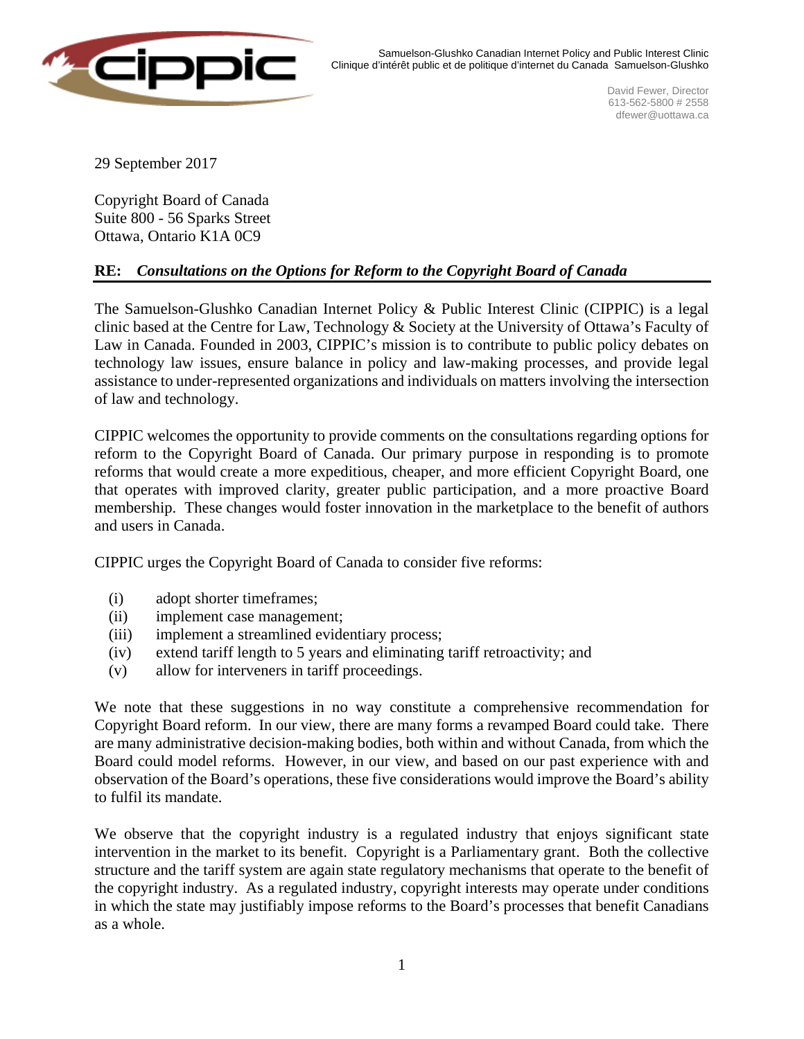Samuelson-Glushko Canadian Internet Policy and Public Interest Clinic
Clinique d'intérêt public et de politique d'internet du Canada Samuelson-Glushko

David Fewer, Director
613-562-5800 # 2558
dfewer@uottawa.ca

29 September 2017

Copyright Board of Canada
Suite 800 - 56 Sparks Street
Ottawa, Ontario K1A 0C9

**RE: *Consultations on the Options for Reform to the Copyright Board of Canada***

The Samuelson-Glushko Canadian Internet Policy & Public Interest Clinic (CIPPIC) is a legal clinic based at the Centre for Law, Technology & Society at the University of Ottawa's Faculty of Law in Canada. Founded in 2003, CIPPIC's mission is to contribute to public policy debates on technology law issues, ensure balance in policy and law-making processes, and provide legal assistance to under-represented organizations and individuals on matters involving the intersection of law and technology.

CIPPIC welcomes the opportunity to provide comments on the consultations regarding options for reform to the Copyright Board of Canada. Our primary purpose in responding is to promote reforms that would create a more expeditious, cheaper, and more efficient Copyright Board, one that operates with improved clarity, greater public participation, and a more proactive Board membership. These changes would foster innovation in the marketplace to the benefit of authors and users in Canada.

CIPPIC urges the Copyright Board of Canada to consider five reforms:

(i) adopt shorter timeframes;
(ii) implement case management;
(iii) implement a streamlined evidentiary process;
(iv) extend tariff length to 5 years and eliminating tariff retroactivity; and
(v) allow for interveners in tariff proceedings.

We note that these suggestions in no way constitute a comprehensive recommendation for Copyright Board reform. In our view, there are many forms a revamped Board could take. There are many administrative decision-making bodies, both within and without Canada, from which the Board could model reforms. However, in our view, and based on our past experience with and observation of the Board's operations, these five considerations would improve the Board's ability to fulfil its mandate.

We observe that the copyright industry is a regulated industry that enjoys significant state intervention in the market to its benefit. Copyright is a Parliamentary grant. Both the collective structure and the tariff system are again state regulatory mechanisms that operate to the benefit of the copyright industry. As a regulated industry, copyright interests may operate under conditions in which the state may justifiably impose reforms to the Board's processes that benefit Canadians as a whole.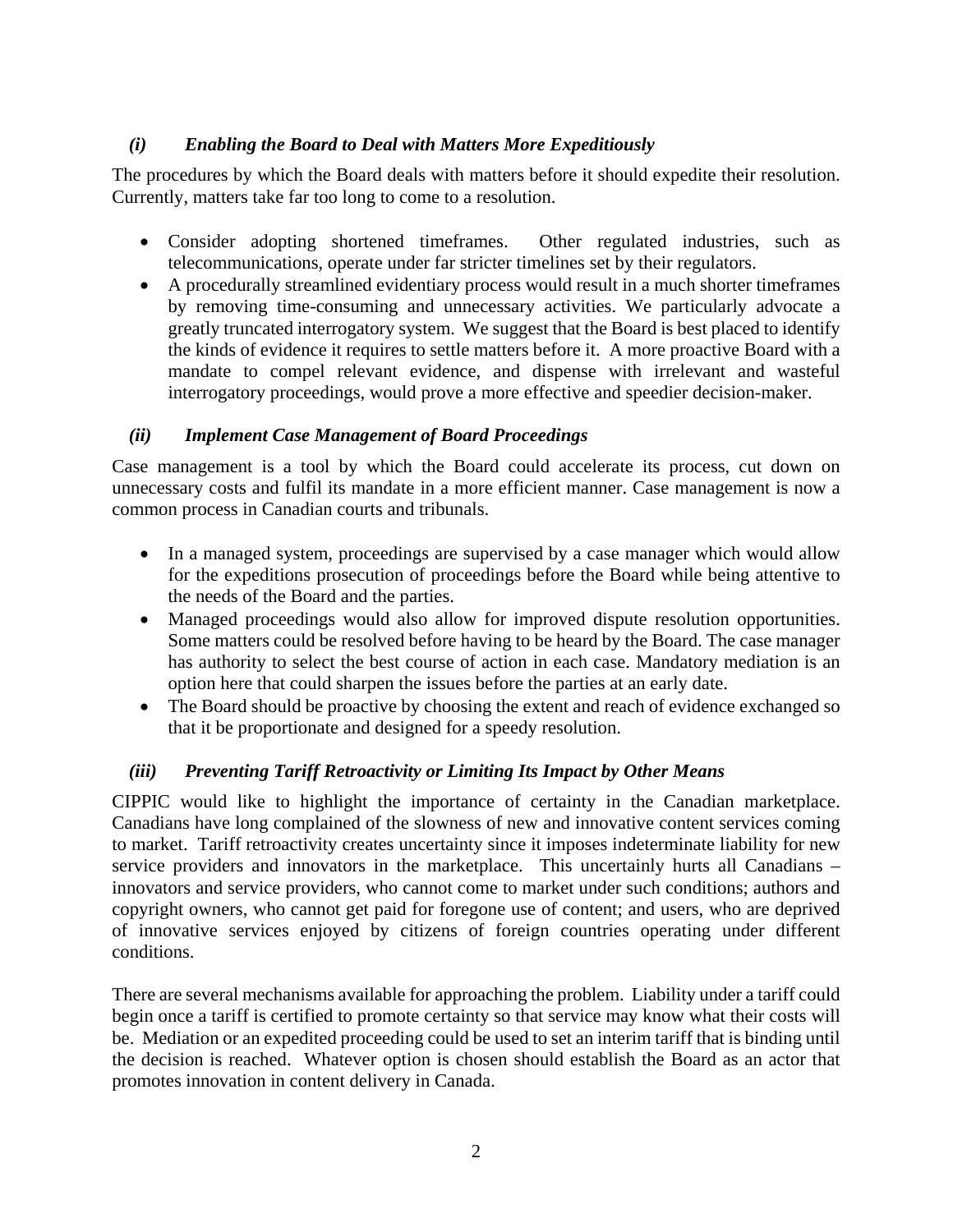### *(i) Enabling the Board to Deal with Matters More Expeditiously*

The procedures by which the Board deals with matters before it should expedite their resolution. Currently, matters take far too long to come to a resolution.

- Consider adopting shortened timeframes. Other regulated industries, such as telecommunications, operate under far stricter timelines set by their regulators.
- A procedurally streamlined evidentiary process would result in a much shorter timeframes by removing time-consuming and unnecessary activities. We particularly advocate a greatly truncated interrogatory system. We suggest that the Board is best placed to identify the kinds of evidence it requires to settle matters before it. A more proactive Board with a mandate to compel relevant evidence, and dispense with irrelevant and wasteful interrogatory proceedings, would prove a more effective and speedier decision-maker.

### *(ii) Implement Case Management of Board Proceedings*

Case management is a tool by which the Board could accelerate its process, cut down on unnecessary costs and fulfil its mandate in a more efficient manner. Case management is now a common process in Canadian courts and tribunals.

- In a managed system, proceedings are supervised by a case manager which would allow for the expeditions prosecution of proceedings before the Board while being attentive to the needs of the Board and the parties.
- Managed proceedings would also allow for improved dispute resolution opportunities. Some matters could be resolved before having to be heard by the Board. The case manager has authority to select the best course of action in each case. Mandatory mediation is an option here that could sharpen the issues before the parties at an early date.
- The Board should be proactive by choosing the extent and reach of evidence exchanged so that it be proportionate and designed for a speedy resolution.

### *(iii) Preventing Tariff Retroactivity or Limiting Its Impact by Other Means*

CIPPIC would like to highlight the importance of certainty in the Canadian marketplace. Canadians have long complained of the slowness of new and innovative content services coming to market. Tariff retroactivity creates uncertainty since it imposes indeterminate liability for new service providers and innovators in the marketplace. This uncertainly hurts all Canadians – innovators and service providers, who cannot come to market under such conditions; authors and copyright owners, who cannot get paid for foregone use of content; and users, who are deprived of innovative services enjoyed by citizens of foreign countries operating under different conditions.

There are several mechanisms available for approaching the problem. Liability under a tariff could begin once a tariff is certified to promote certainty so that service may know what their costs will be. Mediation or an expedited proceeding could be used to set an interim tariff that is binding until the decision is reached. Whatever option is chosen should establish the Board as an actor that promotes innovation in content delivery in Canada.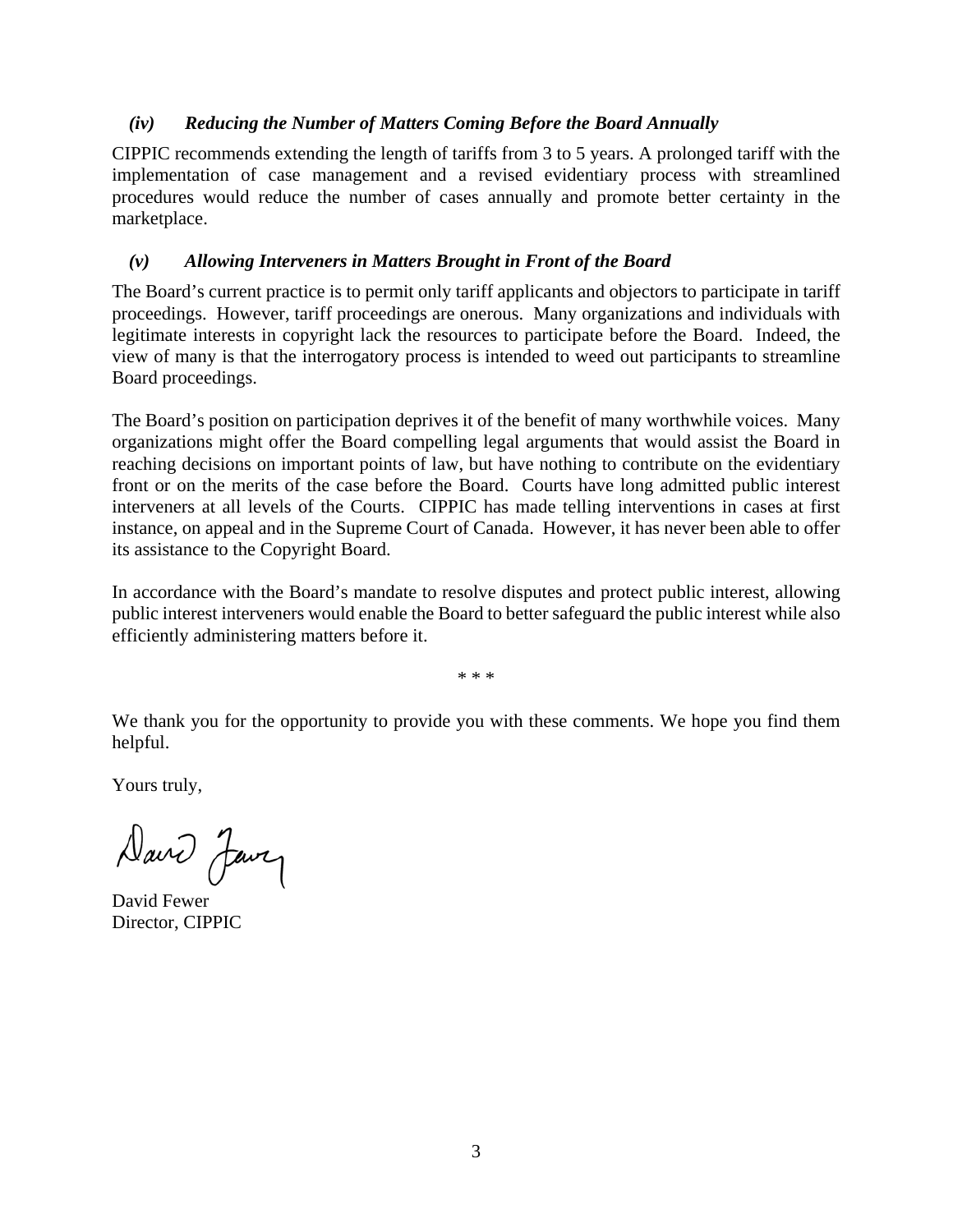### *(iv) Reducing the Number of Matters Coming Before the Board Annually*

CIPPIC recommends extending the length of tariffs from 3 to 5 years. A prolonged tariff with the implementation of case management and a revised evidentiary process with streamlined procedures would reduce the number of cases annually and promote better certainty in the marketplace.

### *(v) Allowing Interveners in Matters Brought in Front of the Board*

The Board's current practice is to permit only tariff applicants and objectors to participate in tariff proceedings. However, tariff proceedings are onerous. Many organizations and individuals with legitimate interests in copyright lack the resources to participate before the Board. Indeed, the view of many is that the interrogatory process is intended to weed out participants to streamline Board proceedings.

The Board's position on participation deprives it of the benefit of many worthwhile voices. Many organizations might offer the Board compelling legal arguments that would assist the Board in reaching decisions on important points of law, but have nothing to contribute on the evidentiary front or on the merits of the case before the Board. Courts have long admitted public interest interveners at all levels of the Courts. CIPPIC has made telling interventions in cases at first instance, on appeal and in the Supreme Court of Canada. However, it has never been able to offer its assistance to the Copyright Board.

In accordance with the Board's mandate to resolve disputes and protect public interest, allowing public interest interveners would enable the Board to better safeguard the public interest while also efficiently administering matters before it.

* * *

We thank you for the opportunity to provide you with these comments. We hope you find them helpful.

Yours truly,

David Fewer
Director, CIPPIC